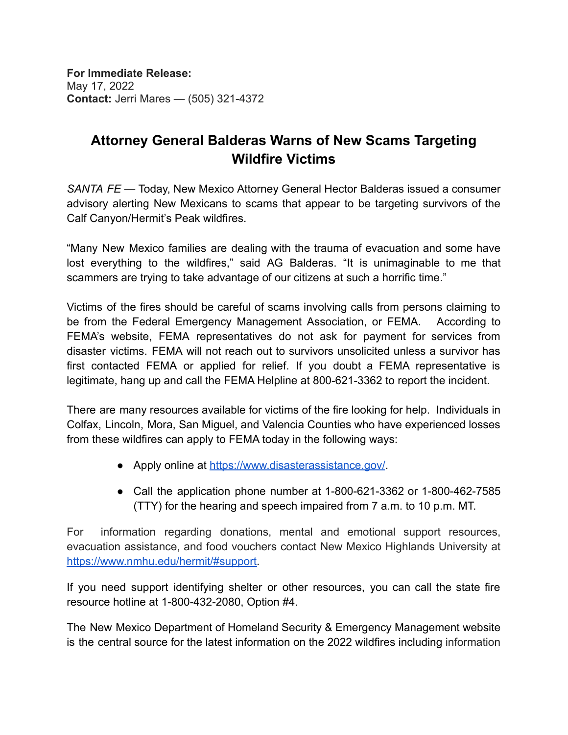**For Immediate Release:**
May 17, 2022
**Contact:** Jerri Mares — (505) 321-4372

# Attorney General Balderas Warns of New Scams Targeting Wildfire Victims

*SANTA FE* — Today, New Mexico Attorney General Hector Balderas issued a consumer advisory alerting New Mexicans to scams that appear to be targeting survivors of the Calf Canyon/Hermit's Peak wildfires.

"Many New Mexico families are dealing with the trauma of evacuation and some have lost everything to the wildfires," said AG Balderas. "It is unimaginable to me that scammers are trying to take advantage of our citizens at such a horrific time."

Victims of the fires should be careful of scams involving calls from persons claiming to be from the Federal Emergency Management Association, or FEMA. According to FEMA's website, FEMA representatives do not ask for payment for services from disaster victims. FEMA will not reach out to survivors unsolicited unless a survivor has first contacted FEMA or applied for relief. If you doubt a FEMA representative is legitimate, hang up and call the FEMA Helpline at 800-621-3362 to report the incident.

There are many resources available for victims of the fire looking for help. Individuals in Colfax, Lincoln, Mora, San Miguel, and Valencia Counties who have experienced losses from these wildfires can apply to FEMA today in the following ways:

- Apply online at [https://www.disasterassistance.gov/](https://www.disasterassistance.gov/).
- Call the application phone number at 1-800-621-3362 or 1-800-462-7585 (TTY) for the hearing and speech impaired from 7 a.m. to 10 p.m. MT.

For information regarding donations, mental and emotional support resources, evacuation assistance, and food vouchers contact New Mexico Highlands University at [https://www.nmhu.edu/hermit/#support](https://www.nmhu.edu/hermit/#support).

If you need support identifying shelter or other resources, you can call the state fire resource hotline at 1-800-432-2080, Option #4.

The New Mexico Department of Homeland Security & Emergency Management website is the central source for the latest information on the 2022 wildfires including information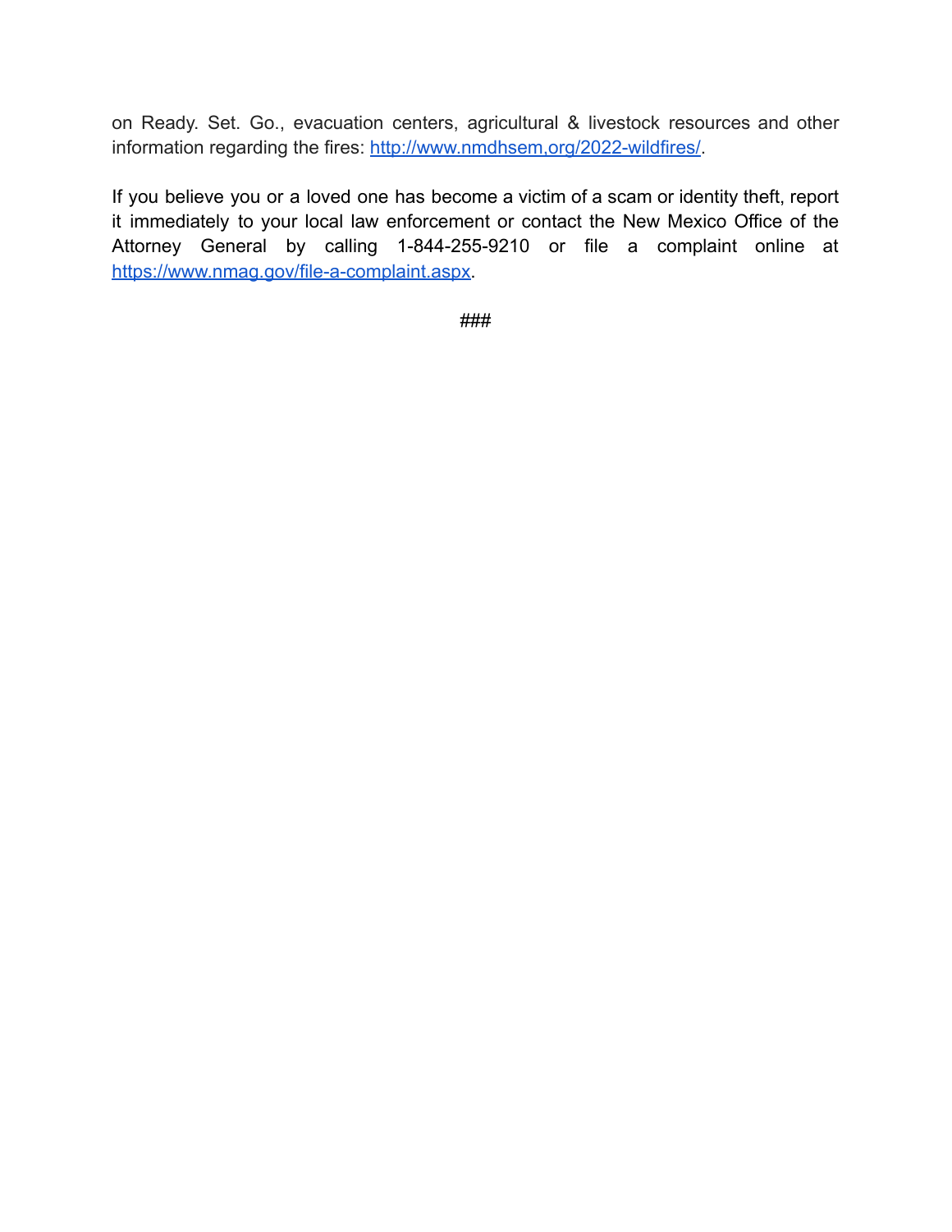on Ready. Set. Go., evacuation centers, agricultural & livestock resources and other information regarding the fires: [http://www.nmdhsem,org/2022-wildfires/](http://www.nmdhsem,org/2022-wildfires/).

If you believe you or a loved one has become a victim of a scam or identity theft, report it immediately to your local law enforcement or contact the New Mexico Office of the Attorney General by calling 1-844-255-9210 or file a complaint online at [https://www.nmag.gov/file-a-complaint.aspx](https://www.nmag.gov/file-a-complaint.aspx).

###